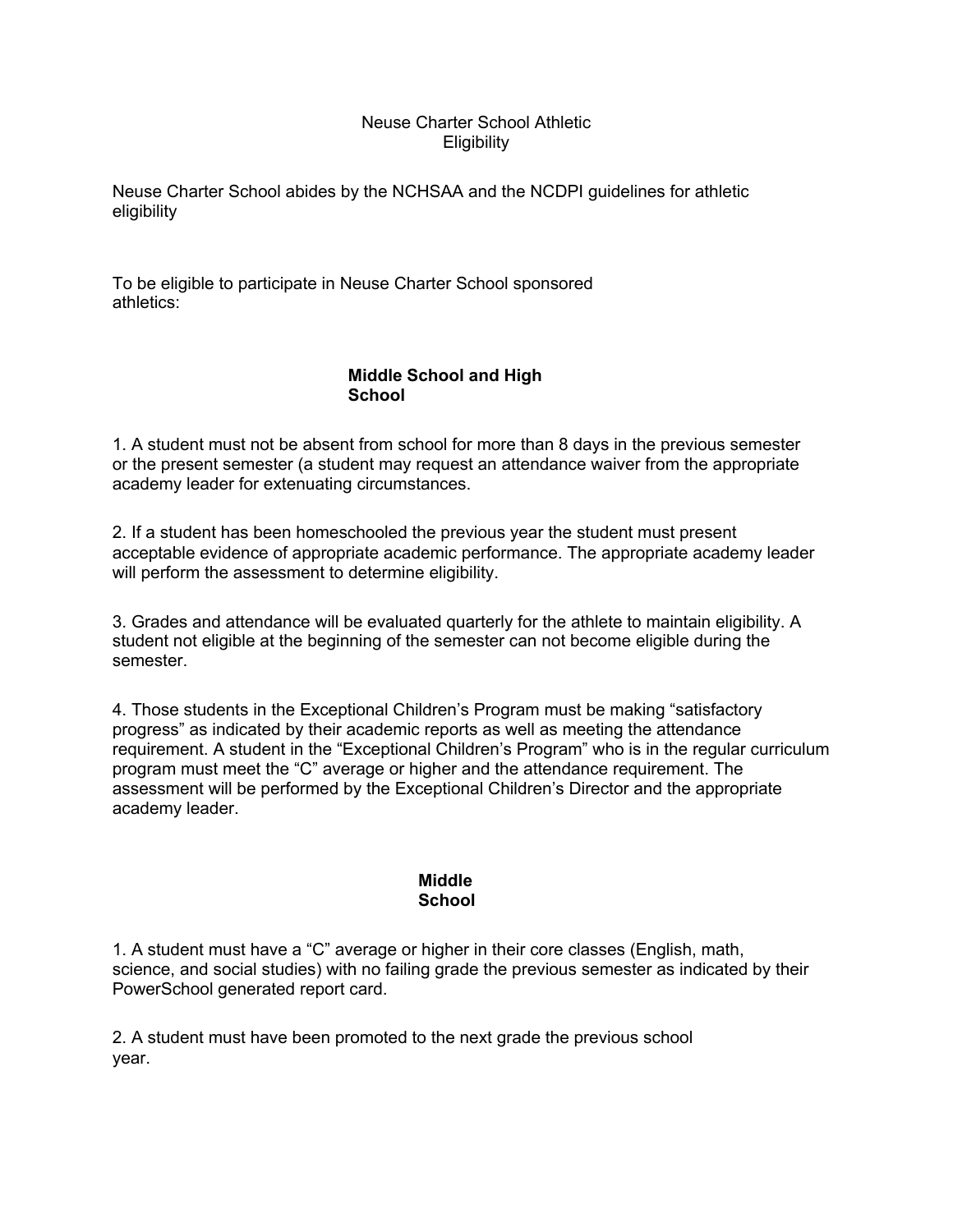# Neuse Charter School Athletic Eligibility

Neuse Charter School abides by the NCHSAA and the NCDPI guidelines for athletic eligibility

To be eligible to participate in Neuse Charter School sponsored athletics:

## Middle School and High School

1. A student must not be absent from school for more than 8 days in the previous semester or the present semester (a student may request an attendance waiver from the appropriate academy leader for extenuating circumstances.

2. If a student has been homeschooled the previous year the student must present acceptable evidence of appropriate academic performance. The appropriate academy leader will perform the assessment to determine eligibility.

3. Grades and attendance will be evaluated quarterly for the athlete to maintain eligibility. A student not eligible at the beginning of the semester can not become eligible during the semester.

4. Those students in the Exceptional Children's Program must be making "satisfactory progress" as indicated by their academic reports as well as meeting the attendance requirement. A student in the "Exceptional Children's Program" who is in the regular curriculum program must meet the "C" average or higher and the attendance requirement. The assessment will be performed by the Exceptional Children's Director and the appropriate academy leader.

## Middle School

1. A student must have a "C" average or higher in their core classes (English, math, science, and social studies) with no failing grade the previous semester as indicated by their PowerSchool generated report card.

2. A student must have been promoted to the next grade the previous school year.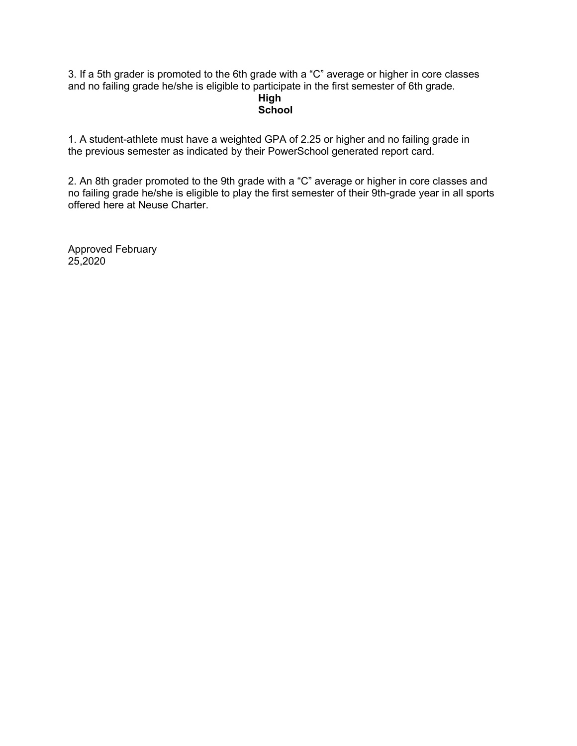3. If a 5th grader is promoted to the 6th grade with a “C” average or higher in core classes and no failing grade he/she is eligible to participate in the first semester of 6th grade.

**High School**

1. A student-athlete must have a weighted GPA of 2.25 or higher and no failing grade in the previous semester as indicated by their PowerSchool generated report card.

2. An 8th grader promoted to the 9th grade with a “C” average or higher in core classes and no failing grade he/she is eligible to play the first semester of their 9th-grade year in all sports offered here at Neuse Charter.

Approved February 25,2020